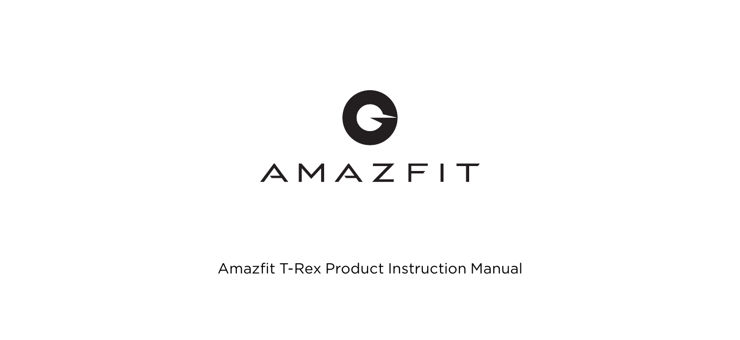AMAZFIT

# Amazfit T-Rex Product Instruction Manual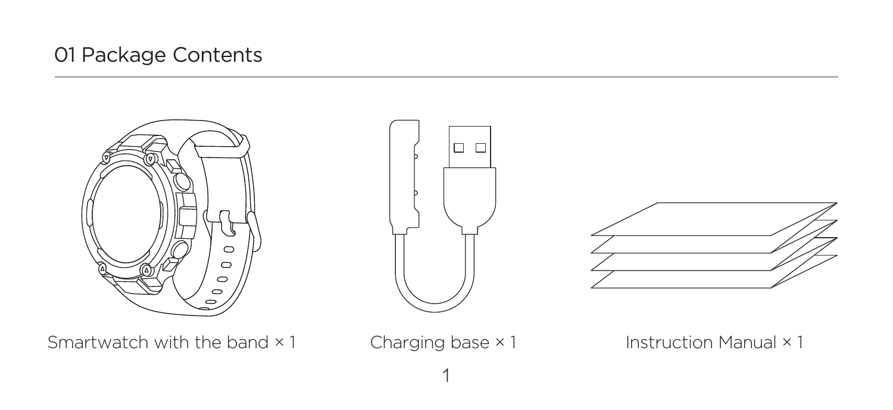## 01 Package Contents

Smartwatch with the band × 1

Charging base × 1

Instruction Manual × 1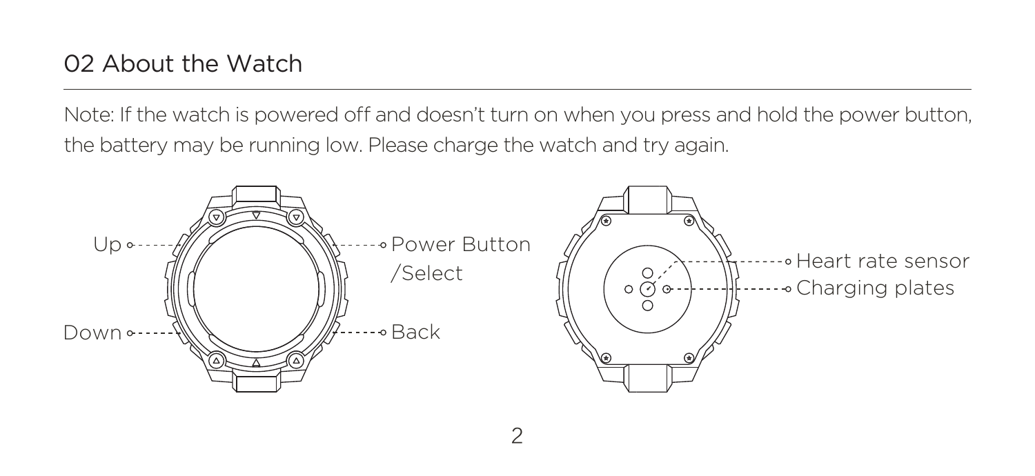## 02 About the Watch

Note: If the watch is powered off and doesn't turn on when you press and hold the power button, the battery may be running low. Please charge the watch and try again.

Up

Down

Power Button /Select

Back

Heart rate sensor

Charging plates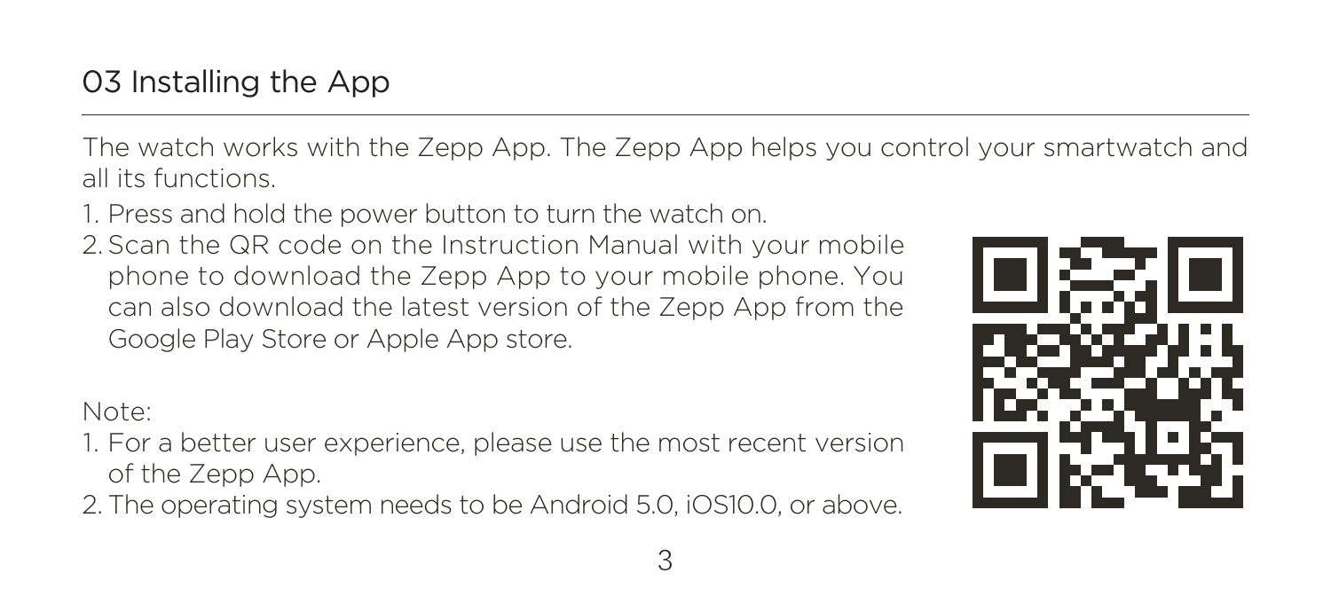## 03 Installing the App

The watch works with the Zepp App. The Zepp App helps you control your smartwatch and all its functions.

1. Press and hold the power button to turn the watch on.
2. Scan the QR code on the Instruction Manual with your mobile phone to download the Zepp App to your mobile phone. You can also download the latest version of the Zepp App from the Google Play Store or Apple App store.

Note:

1. For a better user experience, please use the most recent version of the Zepp App.
2. The operating system needs to be Android 5.0, iOS10.0, or above.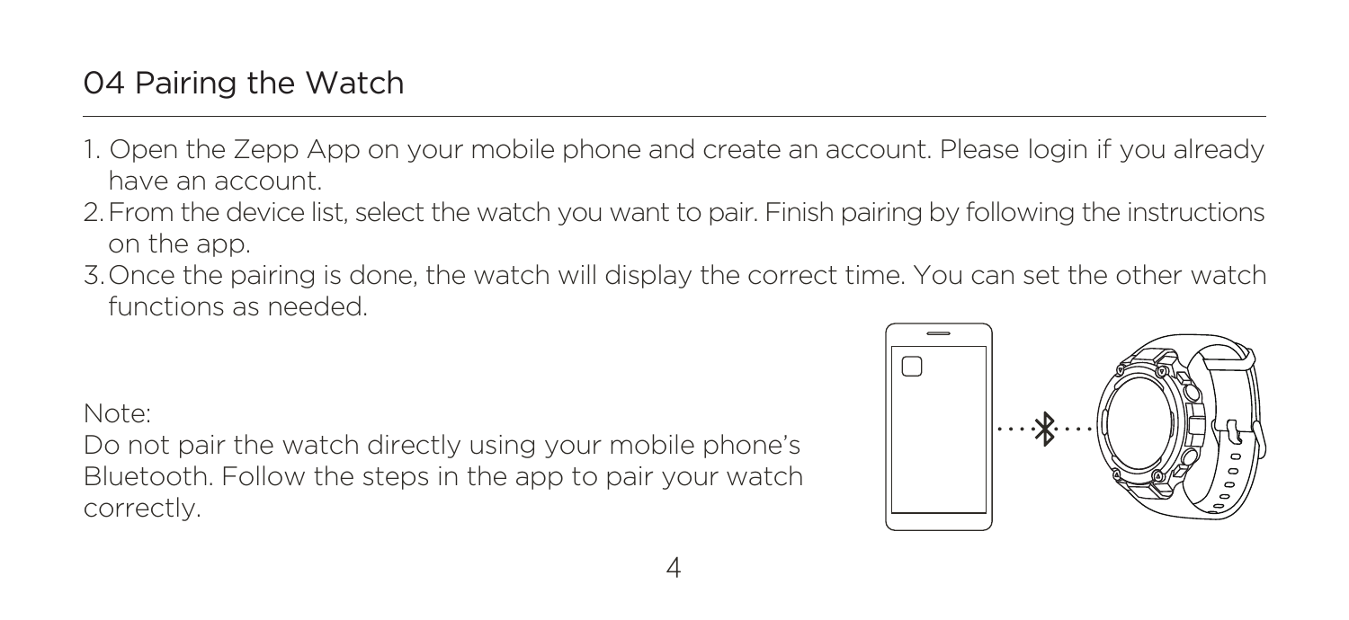## 04 Pairing the Watch

1. Open the Zepp App on your mobile phone and create an account. Please login if you already have an account.
2. From the device list, select the watch you want to pair. Finish pairing by following the instructions on the app.
3. Once the pairing is done, the watch will display the correct time. You can set the other watch functions as needed.

Note:
Do not pair the watch directly using your mobile phone's Bluetooth. Follow the steps in the app to pair your watch correctly.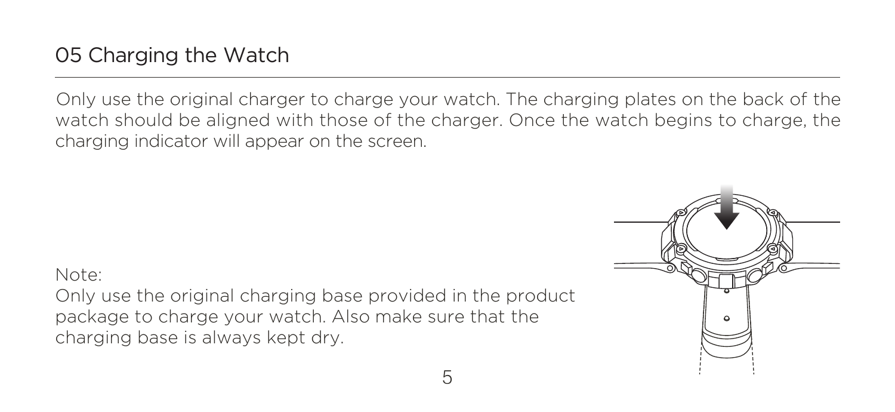## 05 Charging the Watch

Only use the original charger to charge your watch. The charging plates on the back of the watch should be aligned with those of the charger. Once the watch begins to charge, the charging indicator will appear on the screen.

Note:
Only use the original charging base provided in the product package to charge your watch. Also make sure that the charging base is always kept dry.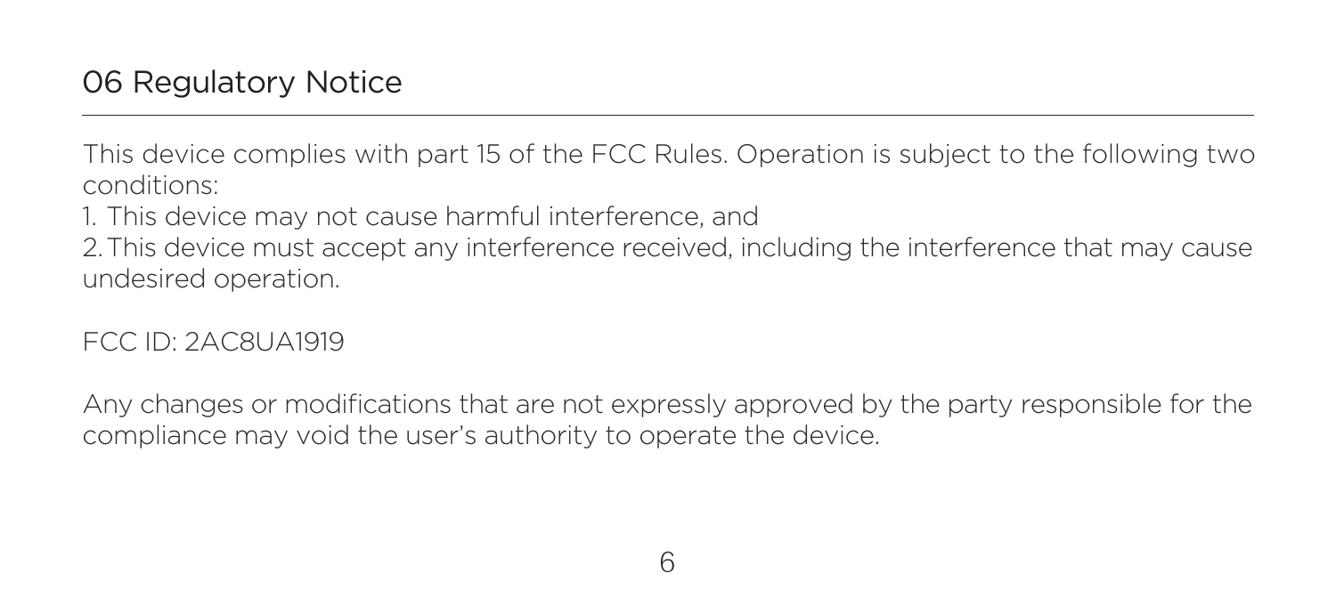## 06 Regulatory Notice

This device complies with part 15 of the FCC Rules. Operation is subject to the following two conditions:

1. This device may not cause harmful interference, and
2. This device must accept any interference received, including the interference that may cause undesired operation.

FCC ID: 2AC8UA1919

Any changes or modifications that are not expressly approved by the party responsible for the compliance may void the user's authority to operate the device.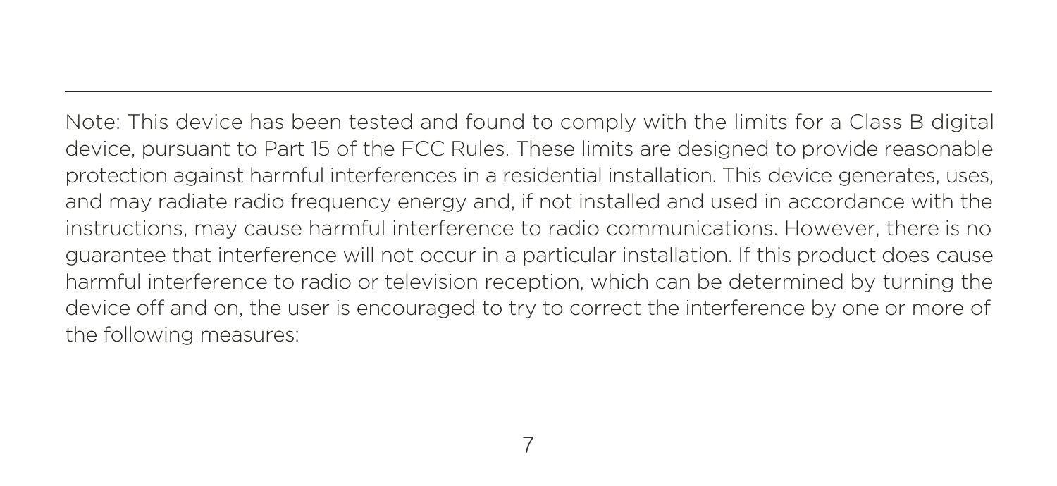Note: This device has been tested and found to comply with the limits for a Class B digital device, pursuant to Part 15 of the FCC Rules. These limits are designed to provide reasonable protection against harmful interferences in a residential installation. This device generates, uses, and may radiate radio frequency energy and, if not installed and used in accordance with the instructions, may cause harmful interference to radio communications. However, there is no guarantee that interference will not occur in a particular installation. If this product does cause harmful interference to radio or television reception, which can be determined by turning the device off and on, the user is encouraged to try to correct the interference by one or more of the following measures: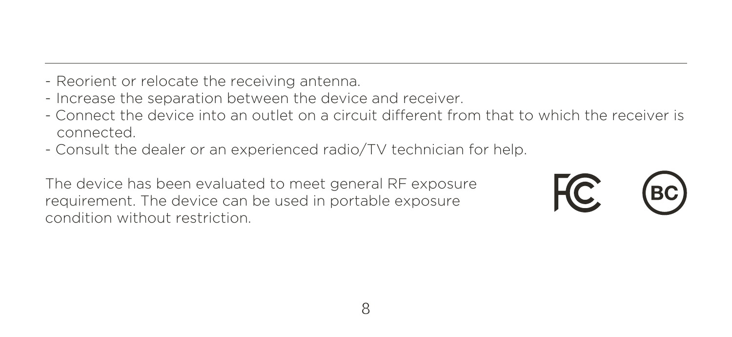- Reorient or relocate the receiving antenna.
- Increase the separation between the device and receiver.
- Connect the device into an outlet on a circuit different from that to which the receiver is connected.
- Consult the dealer or an experienced radio/TV technician for help.

The device has been evaluated to meet general RF exposure requirement. The device can be used in portable exposure condition without restriction.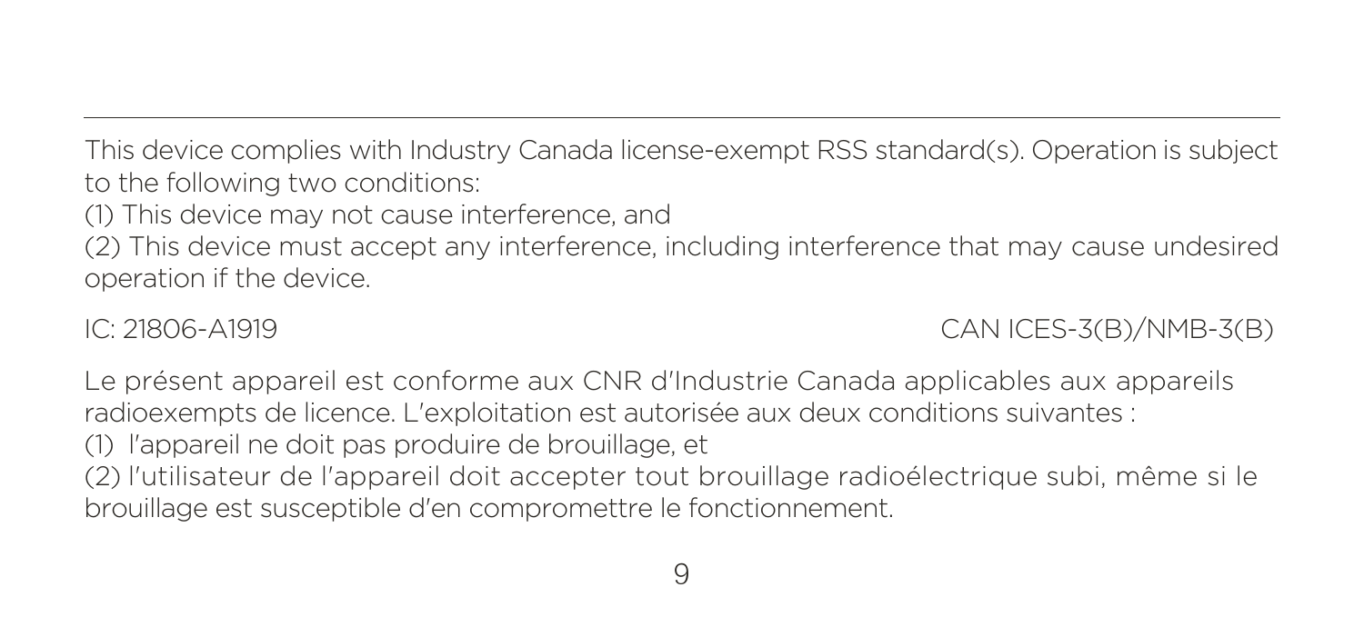This device complies with Industry Canada license-exempt RSS standard(s). Operation is subject to the following two conditions:

(1) This device may not cause interference, and

(2) This device must accept any interference, including interference that may cause undesired operation if the device.

IC: 21806-A1919 CAN ICES-3(B)/NMB-3(B)

Le présent appareil est conforme aux CNR d'Industrie Canada applicables aux appareils radioexempts de licence. L'exploitation est autorisée aux deux conditions suivantes :

(1) l'appareil ne doit pas produire de brouillage, et

(2) l'utilisateur de l'appareil doit accepter tout brouillage radioélectrique subi, même si le brouillage est susceptible d'en compromettre le fonctionnement.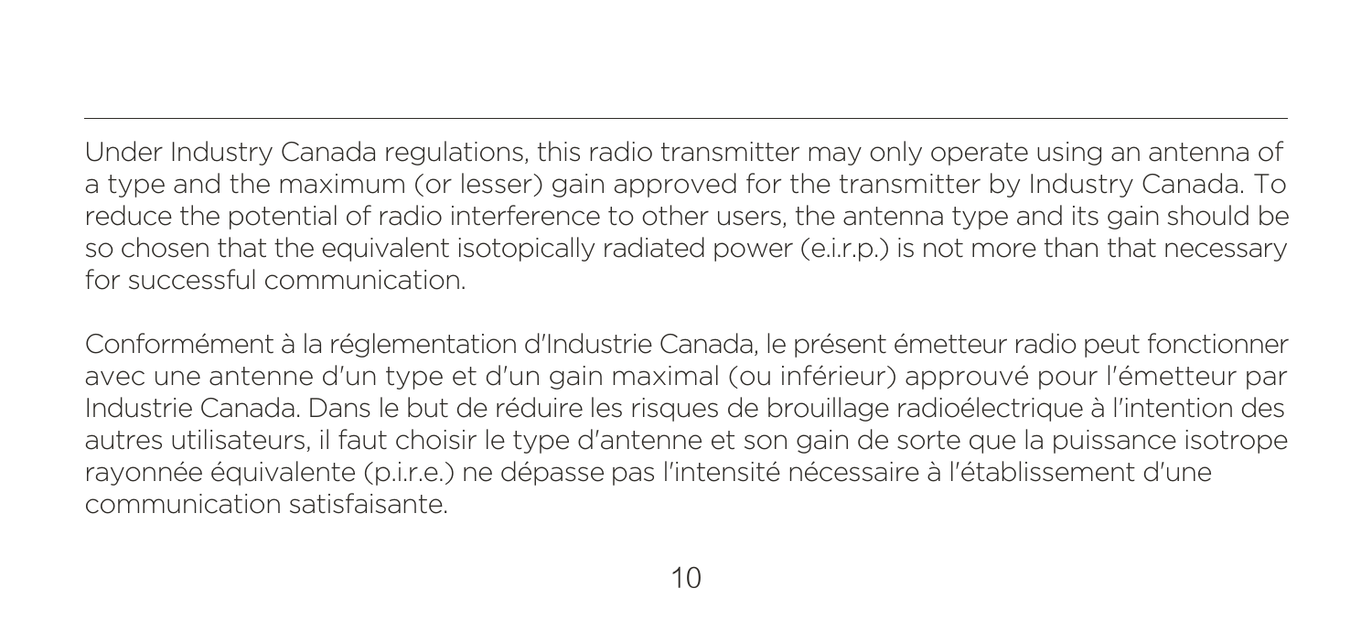Under Industry Canada regulations, this radio transmitter may only operate using an antenna of a type and the maximum (or lesser) gain approved for the transmitter by Industry Canada. To reduce the potential of radio interference to other users, the antenna type and its gain should be so chosen that the equivalent isotopically radiated power (e.i.r.p.) is not more than that necessary for successful communication.

Conformément à la réglementation d'Industrie Canada, le présent émetteur radio peut fonctionner avec une antenne d'un type et d'un gain maximal (ou inférieur) approuvé pour l'émetteur par Industrie Canada. Dans le but de réduire les risques de brouillage radioélectrique à l'intention des autres utilisateurs, il faut choisir le type d'antenne et son gain de sorte que la puissance isotrope rayonnée équivalente (p.i.r.e.) ne dépasse pas l'intensité nécessaire à l'établissement d'une communication satisfaisante.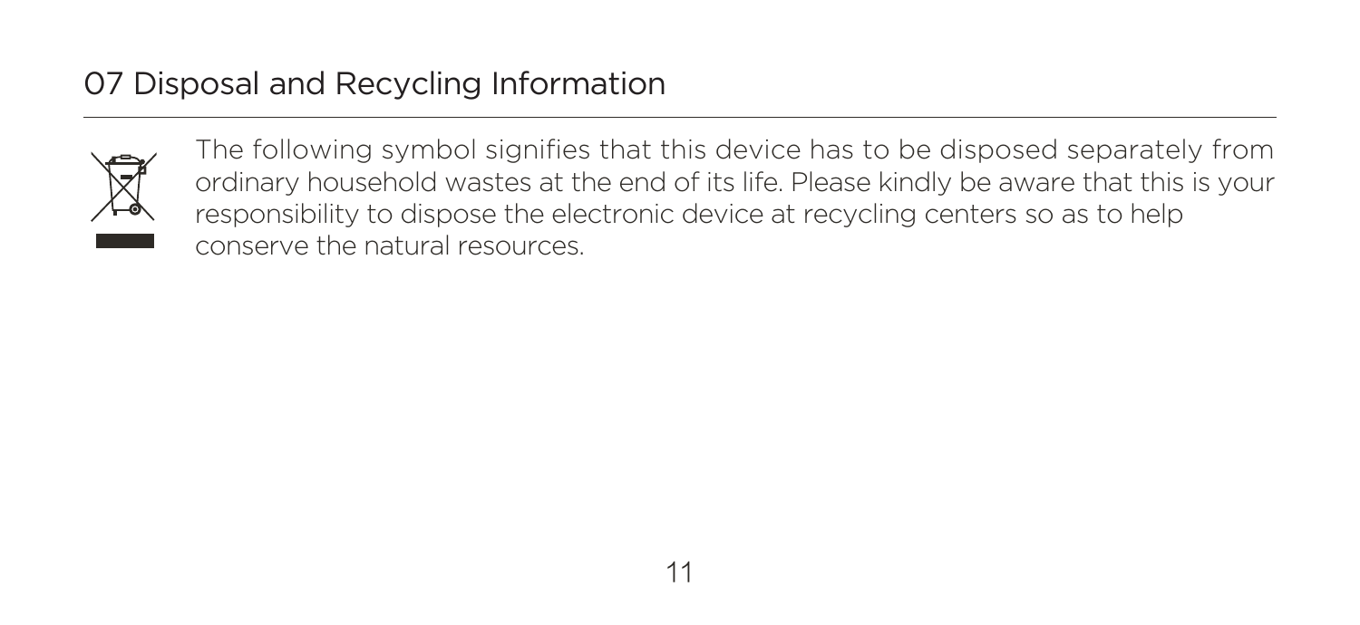## 07 Disposal and Recycling Information

The following symbol signifies that this device has to be disposed separately from ordinary household wastes at the end of its life. Please kindly be aware that this is your responsibility to dispose the electronic device at recycling centers so as to help conserve the natural resources.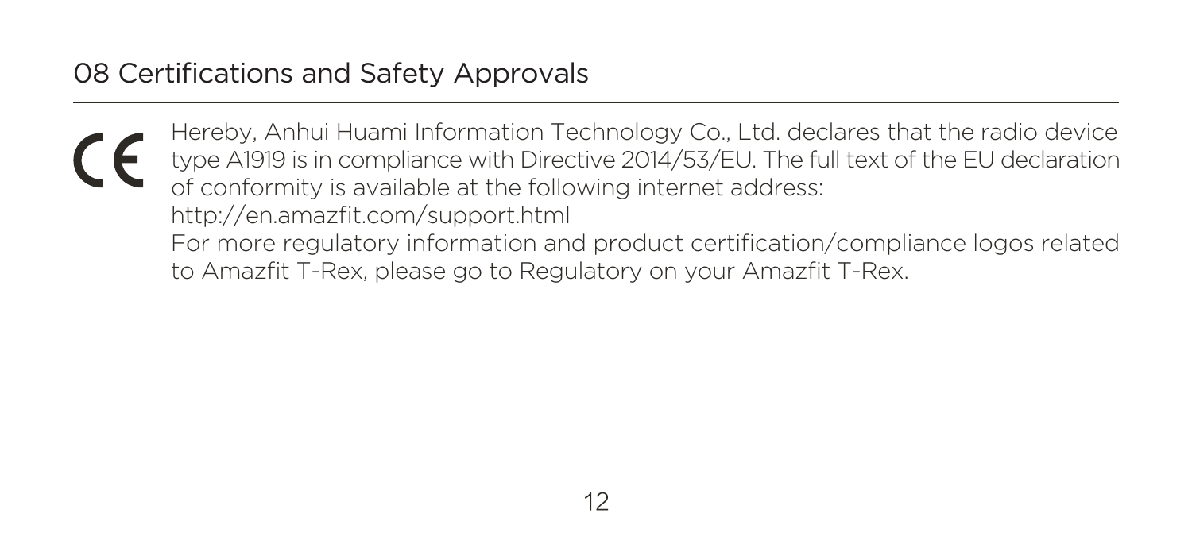# 08 Certifications and Safety Approvals

CE

Hereby, Anhui Huami Information Technology Co., Ltd. declares that the radio device type A1919 is in compliance with Directive 2014/53/EU. The full text of the EU declaration of conformity is available at the following internet address:
http://en.amazfit.com/support.html
For more regulatory information and product certification/compliance logos related to Amazfit T-Rex, please go to Regulatory on your Amazfit T-Rex.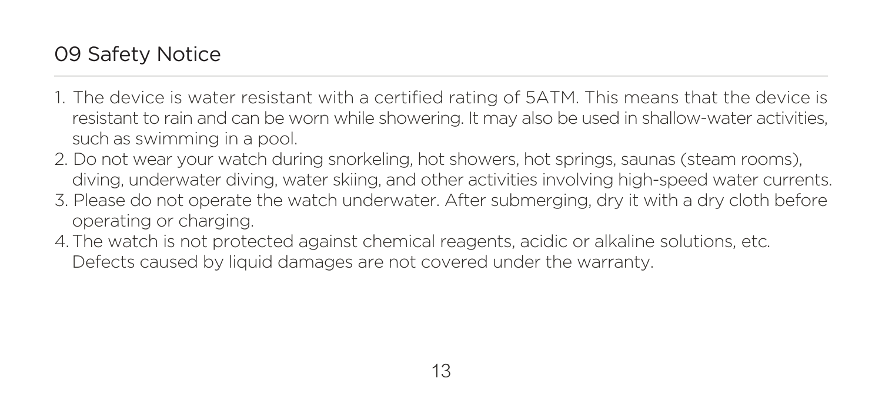## 09 Safety Notice

1. The device is water resistant with a certified rating of 5ATM. This means that the device is resistant to rain and can be worn while showering. It may also be used in shallow-water activities, such as swimming in a pool.
2. Do not wear your watch during snorkeling, hot showers, hot springs, saunas (steam rooms), diving, underwater diving, water skiing, and other activities involving high-speed water currents.
3. Please do not operate the watch underwater. After submerging, dry it with a dry cloth before operating or charging.
4. The watch is not protected against chemical reagents, acidic or alkaline solutions, etc. Defects caused by liquid damages are not covered under the warranty.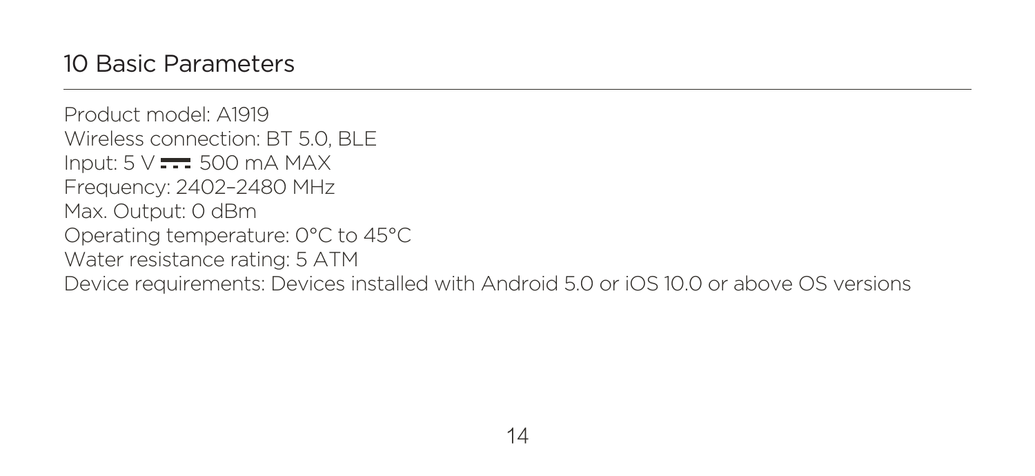## 10 Basic Parameters

Product model: A1919
Wireless connection: BT 5.0, BLE
Input: 5 V ⎓ 500 mA MAX
Frequency: 2402–2480 MHz
Max. Output: 0 dBm
Operating temperature: 0°C to 45°C
Water resistance rating: 5 ATM
Device requirements: Devices installed with Android 5.0 or iOS 10.0 or above OS versions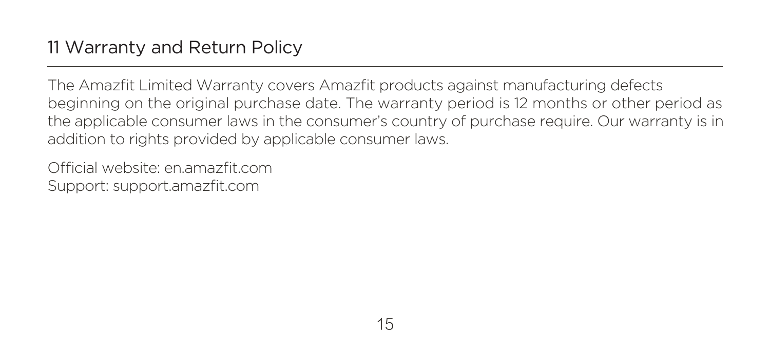## 11 Warranty and Return Policy

The Amazfit Limited Warranty covers Amazfit products against manufacturing defects beginning on the original purchase date. The warranty period is 12 months or other period as the applicable consumer laws in the consumer's country of purchase require. Our warranty is in addition to rights provided by applicable consumer laws.

Official website: en.amazfit.com
Support: support.amazfit.com